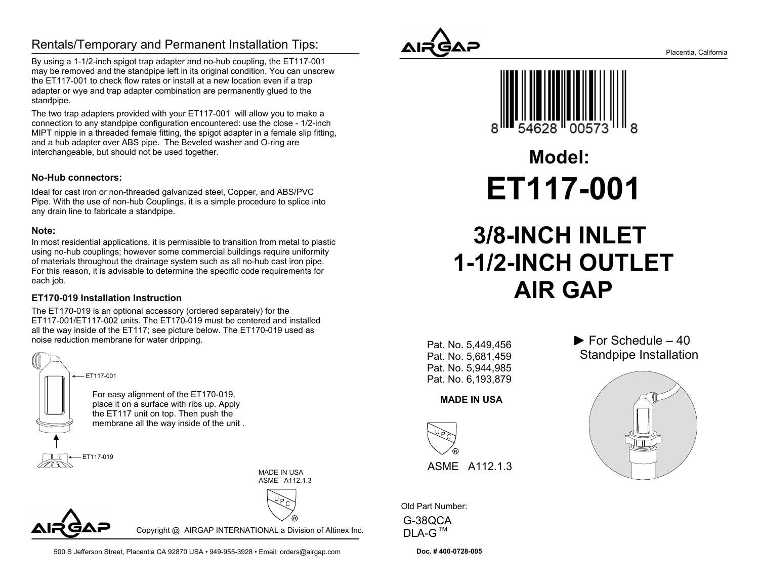## Rentals/Temporary and Permanent Installation Tips:

By using a 1-1/2-inch spigot trap adapter and no-hub coupling, the ET117-001 may be removed and the standpipe left in its original condition. You can unscrew the ET117-001 to check flow rates or install at a new location even if a trap adapter or wye and trap adapter combination are permanently glued to the standpipe.

The two trap adapters provided with your ET117-001 will allow you to make a connection to any standpipe configuration encountered: use the close - 1/2-inch MIPT nipple in a threaded female fitting, the spigot adapter in a female slip fitting, and a hub adapter over ABS pipe. The Beveled washer and O-ring are interchangeable, but should not be used together.

### No-Hub connectors:

Ideal for cast iron or non-threaded galvanized steel, Copper, and ABS/PVC Pipe. With the use of non-hub Couplings, it is a simple procedure to splice into any drain line to fabricate a standpipe.

### Note:

In most residential applications, it is permissible to transition from metal to plastic using no-hub couplings; however some commercial buildings require uniformity of materials throughout the drainage system such as all no-hub cast iron pipe. For this reason, it is advisable to determine the specific code requirements for each job.

### ET170-019 Installation Instruction

The ET170-019 is an optional accessory (ordered separately) for the ET117-001/ET117-002 units. The ET170-019 must be centered and installed all the way inside of the ET117; see picture below. The ET170-019 used as noise reduction membrane for water dripping.

ET117-001

For easy alignment of the ET170-019, place it on a surface with ribs up. Apply the ET117 unit on top. Then push the membrane all the way inside of the unit .

ET117-019

MADE IN USA
ASME A112.1.3

UPC ®

AIRGAP

Copyright @ AIRGAP INTERNATIONAL a Division of Altinex Inc.

500 S Jefferson Street, Placentia CA 92870 USA • 949-955-3928 • Email: orders@airgap.com

---

AIRGAP

Placentia, California

8 54628 00573 8

# Model:

# ET117-001

# 3/8-INCH INLET 1-1/2-INCH OUTLET AIR GAP

Pat. No. 5,449,456
Pat. No. 5,681,459
Pat. No. 5,944,985
Pat. No. 6,193,879

**MADE IN USA**

UPC ®

ASME A112.1.3

► For Schedule – 40 Standpipe Installation

Old Part Number:

G-38QCA
DLA-G™

**Doc. # 400-0728-005**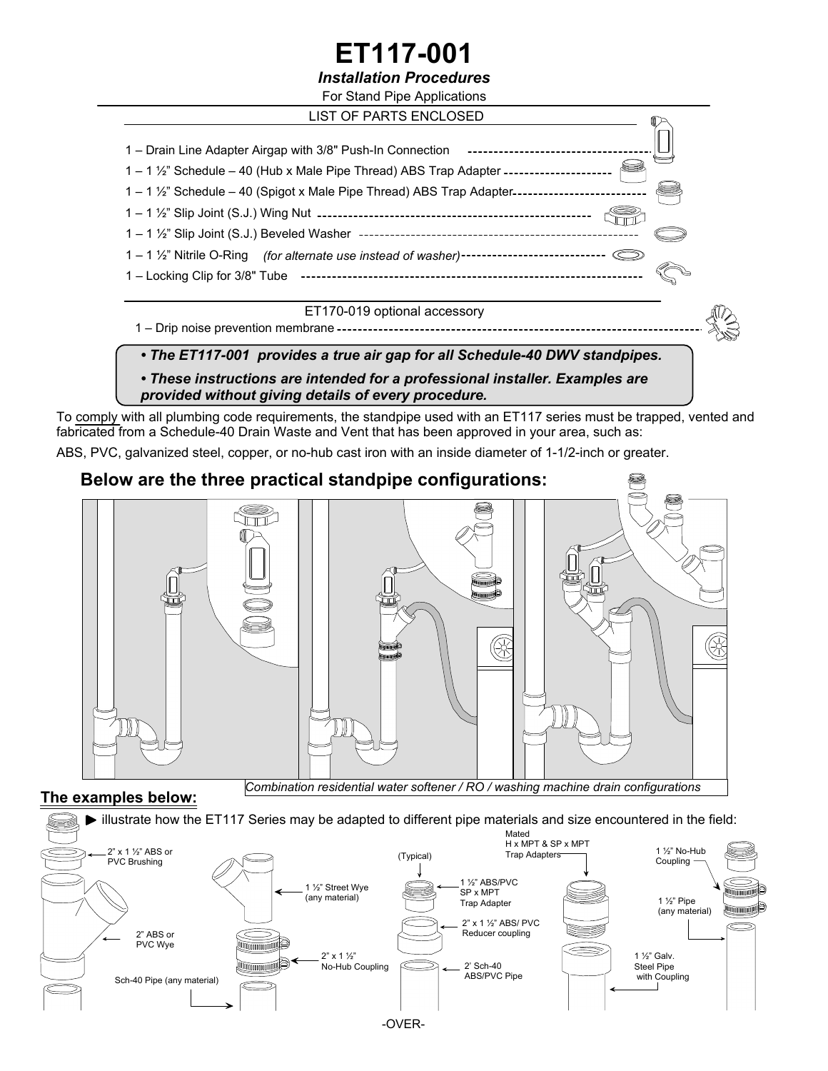# ET117-001

***Installation Procedures***

For Stand Pipe Applications

LIST OF PARTS ENCLOSED

- 1 – Drain Line Adapter Airgap with 3/8" Push-In Connection
- 1 – 1 ½" Schedule – 40 (Hub x Male Pipe Thread) ABS Trap Adapter
- 1 – 1 ½" Schedule – 40 (Spigot x Male Pipe Thread) ABS Trap Adapter
- 1 – 1 ½" Slip Joint (S.J.) Wing Nut
- 1 – 1 ½" Slip Joint (S.J.) Beveled Washer
- 1 – 1 ½" Nitrile O-Ring *(for alternate use instead of washer)*
- 1 – Locking Clip for 3/8" Tube

ET170-019 optional accessory

- 1 – Drip noise prevention membrane

***• The ET117-001 provides a true air gap for all Schedule-40 DWV standpipes.***

***• These instructions are intended for a professional installer. Examples are provided without giving details of every procedure.***

To comply with all plumbing code requirements, the standpipe used with an ET117 series must be trapped, vented and fabricated from a Schedule-40 Drain Waste and Vent that has been approved in your area, such as:

ABS, PVC, galvanized steel, copper, or no-hub cast iron with an inside diameter of 1-1/2-inch or greater.

## Below are the three practical standpipe configurations:

*Combination residential water softener / RO / washing machine drain configurations*

## The examples below:

▶ illustrate how the ET117 Series may be adapted to different pipe materials and size encountered in the field:

2" x 1 ½" ABS or PVC Brushing

2" ABS or PVC Wye

Sch-40 Pipe (any material)

1 ½" Street Wye (any material)

2" x 1 ½" No-Hub Coupling

(Typical)

1 ½" ABS/PVC SP x MPT Trap Adapter

2" x 1 ½" ABS/ PVC Reducer coupling

2' Sch-40 ABS/PVC Pipe

Mated H x MPT & SP x MPT Trap Adapters

1 ½" No-Hub Coupling

1 ½" Pipe (any material)

1 ½" Galv. Steel Pipe with Coupling

-OVER-